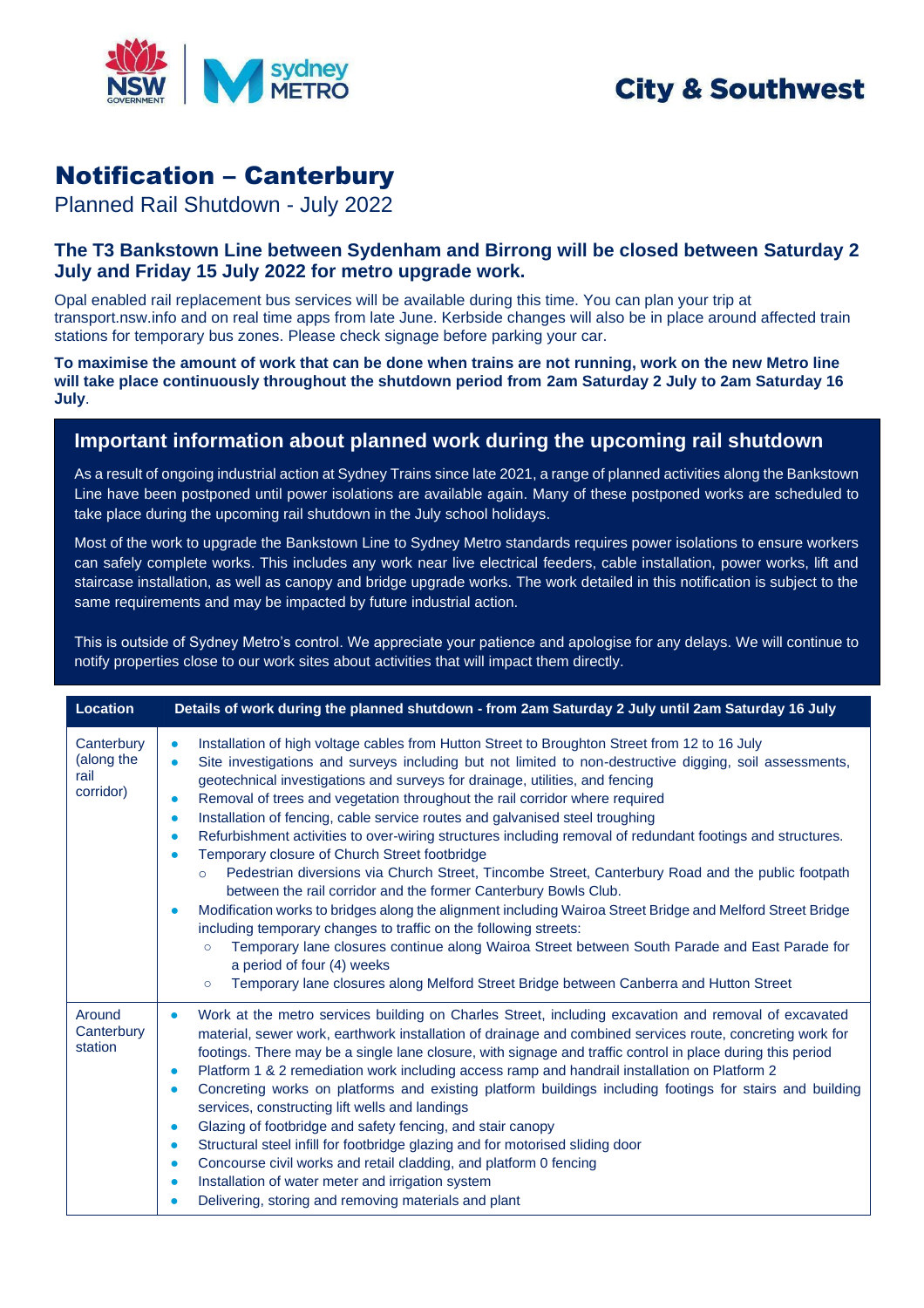City & Southwest

# Notification – Canterbury

Planned Rail Shutdown - July 2022

### The T3 Bankstown Line between Sydenham and Birrong will be closed between Saturday 2 July and Friday 15 July 2022 for metro upgrade work.

Opal enabled rail replacement bus services will be available during this time. You can plan your trip at transport.nsw.info and on real time apps from late June. Kerbside changes will also be in place around affected train stations for temporary bus zones. Please check signage before parking your car.

**To maximise the amount of work that can be done when trains are not running, work on the new Metro line will take place continuously throughout the shutdown period from 2am Saturday 2 July to 2am Saturday 16 July**.

## Important information about planned work during the upcoming rail shutdown

As a result of ongoing industrial action at Sydney Trains since late 2021, a range of planned activities along the Bankstown Line have been postponed until power isolations are available again. Many of these postponed works are scheduled to take place during the upcoming rail shutdown in the July school holidays.

Most of the work to upgrade the Bankstown Line to Sydney Metro standards requires power isolations to ensure workers can safely complete works. This includes any work near live electrical feeders, cable installation, power works, lift and staircase installation, as well as canopy and bridge upgrade works. The work detailed in this notification is subject to the same requirements and may be impacted by future industrial action.

This is outside of Sydney Metro's control. We appreciate your patience and apologise for any delays. We will continue to notify properties close to our work sites about activities that will impact them directly.

| Location | Details of work during the planned shutdown - from 2am Saturday 2 July until 2am Saturday 16 July |
|---|---|
| Canterbury (along the rail corridor) | • Installation of high voltage cables from Hutton Street to Broughton Street from 12 to 16 July<br>• Site investigations and surveys including but not limited to non-destructive digging, soil assessments, geotechnical investigations and surveys for drainage, utilities, and fencing<br>• Removal of trees and vegetation throughout the rail corridor where required<br>• Installation of fencing, cable service routes and galvanised steel troughing<br>• Refurbishment activities to over-wiring structures including removal of redundant footings and structures.<br>• Temporary closure of Church Street footbridge<br>&nbsp;&nbsp;○ Pedestrian diversions via Church Street, Tincombe Street, Canterbury Road and the public footpath between the rail corridor and the former Canterbury Bowls Club.<br>• Modification works to bridges along the alignment including Wairoa Street Bridge and Melford Street Bridge including temporary changes to traffic on the following streets:<br>&nbsp;&nbsp;○ Temporary lane closures continue along Wairoa Street between South Parade and East Parade for a period of four (4) weeks<br>&nbsp;&nbsp;○ Temporary lane closures along Melford Street Bridge between Canberra and Hutton Street |
| Around Canterbury station | • Work at the metro services building on Charles Street, including excavation and removal of excavated material, sewer work, earthwork installation of drainage and combined services route, concreting work for footings. There may be a single lane closure, with signage and traffic control in place during this period<br>• Platform 1 & 2 remediation work including access ramp and handrail installation on Platform 2<br>• Concreting works on platforms and existing platform buildings including footings for stairs and building services, constructing lift wells and landings<br>• Glazing of footbridge and safety fencing, and stair canopy<br>• Structural steel infill for footbridge glazing and for motorised sliding door<br>• Concourse civil works and retail cladding, and platform 0 fencing<br>• Installation of water meter and irrigation system<br>• Delivering, storing and removing materials and plant |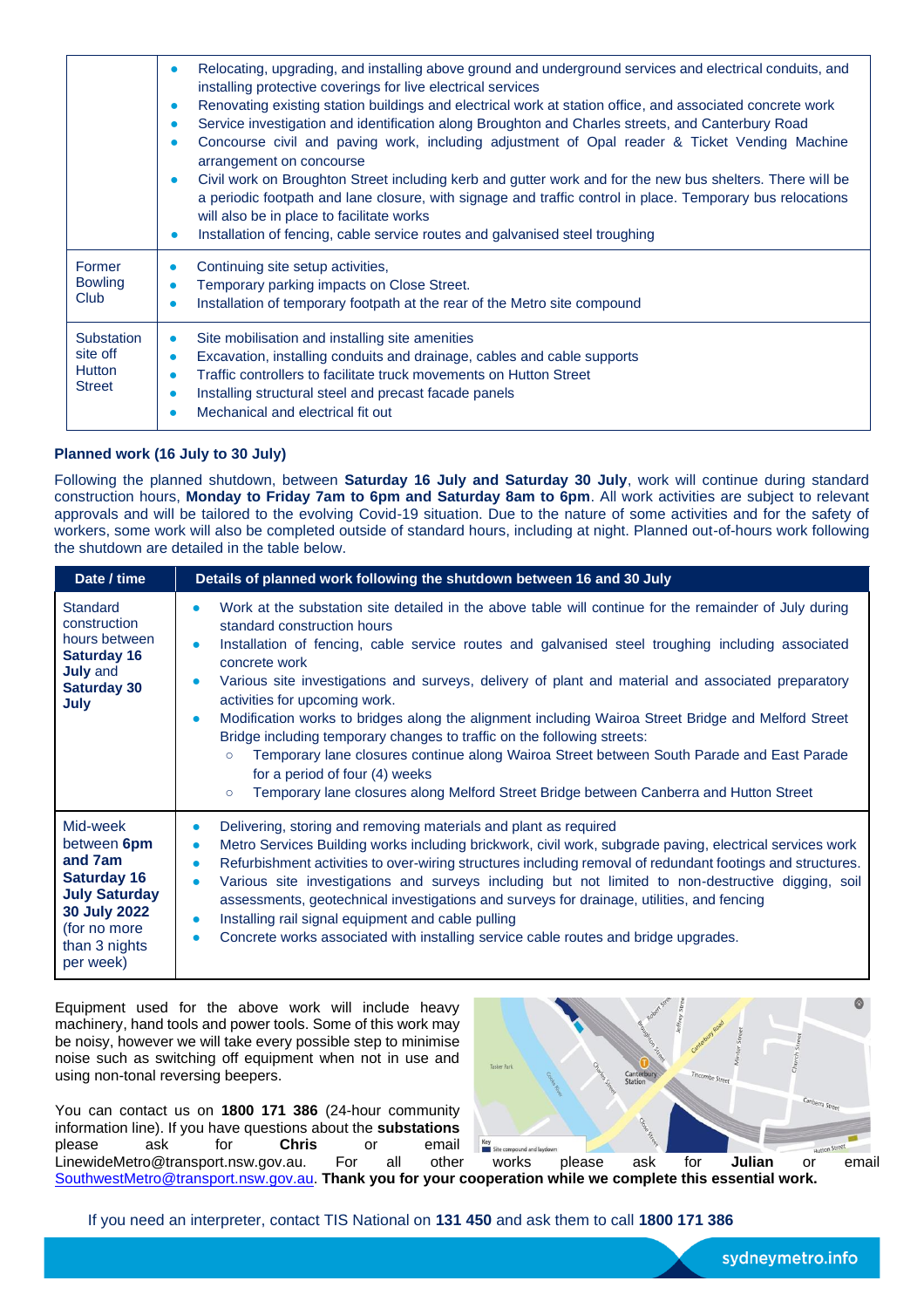| | |
|---|---|
| | - Relocating, upgrading, and installing above ground and underground services and electrical conduits, and installing protective coverings for live electrical services<br>- Renovating existing station buildings and electrical work at station office, and associated concrete work<br>- Service investigation and identification along Broughton and Charles streets, and Canterbury Road<br>- Concourse civil and paving work, including adjustment of Opal reader & Ticket Vending Machine arrangement on concourse<br>- Civil work on Broughton Street including kerb and gutter work and for the new bus shelters. There will be a periodic footpath and lane closure, with signage and traffic control in place. Temporary bus relocations will also be in place to facilitate works<br>- Installation of fencing, cable service routes and galvanised steel troughing |
| Former Bowling Club | - Continuing site setup activities,<br>- Temporary parking impacts on Close Street.<br>- Installation of temporary footpath at the rear of the Metro site compound |
| Substation site off Hutton Street | - Site mobilisation and installing site amenities<br>- Excavation, installing conduits and drainage, cables and cable supports<br>- Traffic controllers to facilitate truck movements on Hutton Street<br>- Installing structural steel and precast facade panels<br>- Mechanical and electrical fit out |

**Planned work (16 July to 30 July)**

Following the planned shutdown, between **Saturday 16 July and Saturday 30 July**, work will continue during standard construction hours, **Monday to Friday 7am to 6pm and Saturday 8am to 6pm**. All work activities are subject to relevant approvals and will be tailored to the evolving Covid-19 situation. Due to the nature of some activities and for the safety of workers, some work will also be completed outside of standard hours, including at night. Planned out-of-hours work following the shutdown are detailed in the table below.

| Date / time | Details of planned work following the shutdown between 16 and 30 July |
|---|---|
| Standard construction hours between **Saturday 16 July** and **Saturday 30 July** | - Work at the substation site detailed in the above table will continue for the remainder of July during standard construction hours<br>- Installation of fencing, cable service routes and galvanised steel troughing including associated concrete work<br>- Various site investigations and surveys, delivery of plant and material and associated preparatory activities for upcoming work.<br>- Modification works to bridges along the alignment including Wairoa Street Bridge and Melford Street Bridge including temporary changes to traffic on the following streets:<br>  ○ Temporary lane closures continue along Wairoa Street between South Parade and East Parade for a period of four (4) weeks<br>  ○ Temporary lane closures along Melford Street Bridge between Canberra and Hutton Street |
| Mid-week between **6pm and 7am Saturday 16 July Saturday 30 July 2022** (for no more than 3 nights per week) | - Delivering, storing and removing materials and plant as required<br>- Metro Services Building works including brickwork, civil work, subgrade paving, electrical services work<br>- Refurbishment activities to over-wiring structures including removal of redundant footings and structures.<br>- Various site investigations and surveys including but not limited to non-destructive digging, soil assessments, geotechnical investigations and surveys for drainage, utilities, and fencing<br>- Installing rail signal equipment and cable pulling<br>- Concrete works associated with installing service cable routes and bridge upgrades. |

Equipment used for the above work will include heavy machinery, hand tools and power tools. Some of this work may be noisy, however we will take every possible step to minimise noise such as switching off equipment when not in use and using non-tonal reversing beepers.

You can contact us on **1800 171 386** (24-hour community information line). If you have questions about the **substations** please ask for **Chris** or email LinewideMetro@transport.nsw.gov.au. For all other works please ask for **Julian** or email SouthwestMetro@transport.nsw.gov.au. **Thank you for your cooperation while we complete this essential work.**

If you need an interpreter, contact TIS National on **131 450** and ask them to call **1800 171 386**

sydneymetro.info